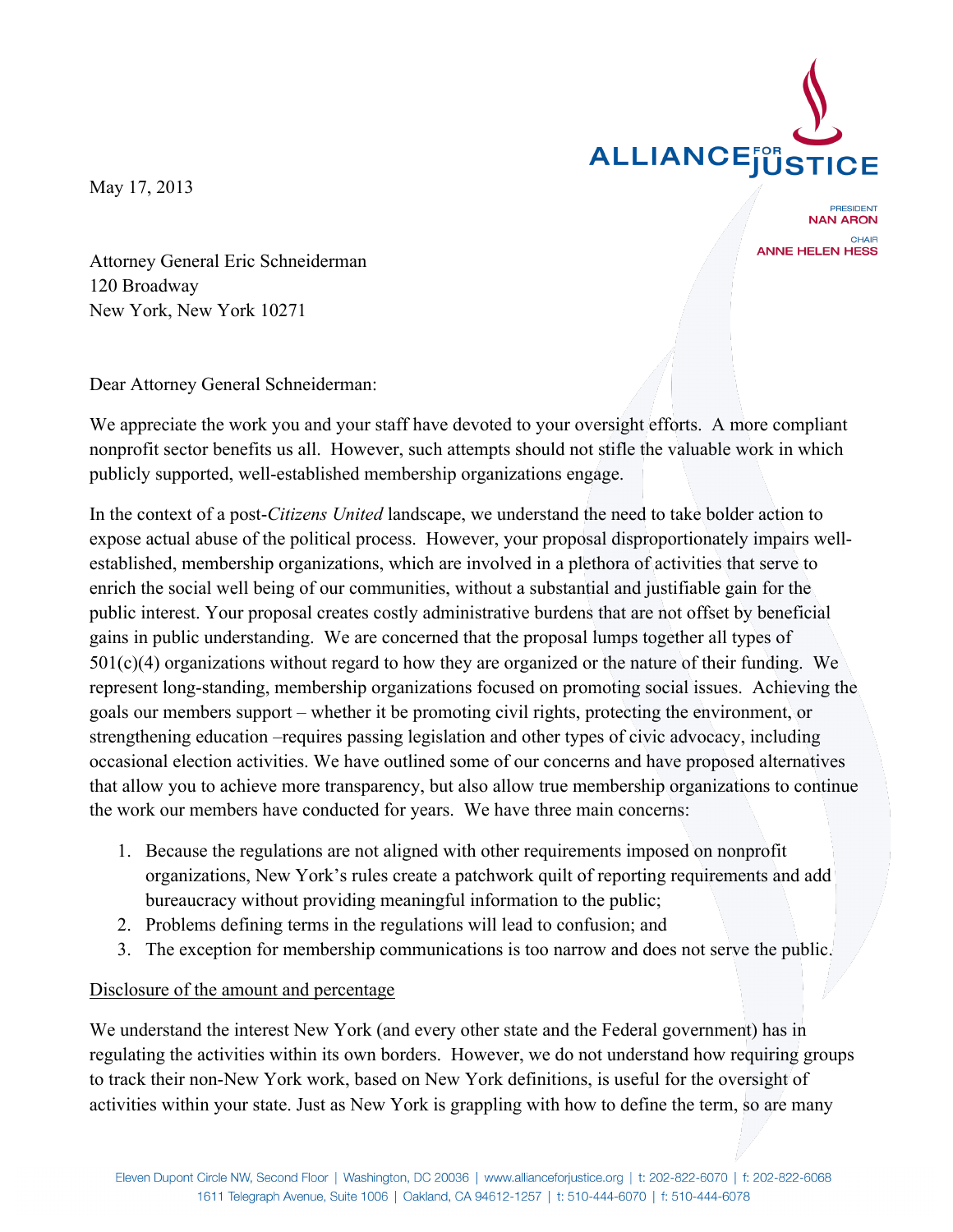May 17, 2013

Attorney General Eric Schneiderman
120 Broadway
New York, New York 10271

Dear Attorney General Schneiderman:

We appreciate the work you and your staff have devoted to your oversight efforts. A more compliant nonprofit sector benefits us all. However, such attempts should not stifle the valuable work in which publicly supported, well-established membership organizations engage.

In the context of a post-*Citizens United* landscape, we understand the need to take bolder action to expose actual abuse of the political process. However, your proposal disproportionately impairs well-established, membership organizations, which are involved in a plethora of activities that serve to enrich the social well being of our communities, without a substantial and justifiable gain for the public interest. Your proposal creates costly administrative burdens that are not offset by beneficial gains in public understanding. We are concerned that the proposal lumps together all types of 501(c)(4) organizations without regard to how they are organized or the nature of their funding. We represent long-standing, membership organizations focused on promoting social issues. Achieving the goals our members support – whether it be promoting civil rights, protecting the environment, or strengthening education –requires passing legislation and other types of civic advocacy, including occasional election activities. We have outlined some of our concerns and have proposed alternatives that allow you to achieve more transparency, but also allow true membership organizations to continue the work our members have conducted for years. We have three main concerns:

1. Because the regulations are not aligned with other requirements imposed on nonprofit organizations, New York's rules create a patchwork quilt of reporting requirements and add bureaucracy without providing meaningful information to the public;
2. Problems defining terms in the regulations will lead to confusion; and
3. The exception for membership communications is too narrow and does not serve the public.

Disclosure of the amount and percentage

We understand the interest New York (and every other state and the Federal government) has in regulating the activities within its own borders. However, we do not understand how requiring groups to track their non-New York work, based on New York definitions, is useful for the oversight of activities within your state. Just as New York is grappling with how to define the term, so are many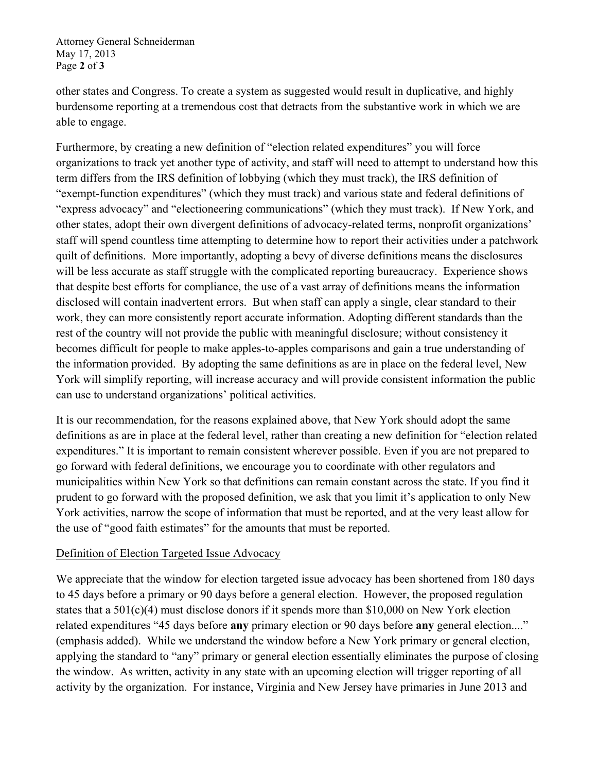other states and Congress. To create a system as suggested would result in duplicative, and highly burdensome reporting at a tremendous cost that detracts from the substantive work in which we are able to engage.

Furthermore, by creating a new definition of "election related expenditures" you will force organizations to track yet another type of activity, and staff will need to attempt to understand how this term differs from the IRS definition of lobbying (which they must track), the IRS definition of "exempt-function expenditures" (which they must track) and various state and federal definitions of "express advocacy" and "electioneering communications" (which they must track). If New York, and other states, adopt their own divergent definitions of advocacy-related terms, nonprofit organizations' staff will spend countless time attempting to determine how to report their activities under a patchwork quilt of definitions. More importantly, adopting a bevy of diverse definitions means the disclosures will be less accurate as staff struggle with the complicated reporting bureaucracy. Experience shows that despite best efforts for compliance, the use of a vast array of definitions means the information disclosed will contain inadvertent errors. But when staff can apply a single, clear standard to their work, they can more consistently report accurate information. Adopting different standards than the rest of the country will not provide the public with meaningful disclosure; without consistency it becomes difficult for people to make apples-to-apples comparisons and gain a true understanding of the information provided. By adopting the same definitions as are in place on the federal level, New York will simplify reporting, will increase accuracy and will provide consistent information the public can use to understand organizations' political activities.

It is our recommendation, for the reasons explained above, that New York should adopt the same definitions as are in place at the federal level, rather than creating a new definition for "election related expenditures." It is important to remain consistent wherever possible. Even if you are not prepared to go forward with federal definitions, we encourage you to coordinate with other regulators and municipalities within New York so that definitions can remain constant across the state. If you find it prudent to go forward with the proposed definition, we ask that you limit it's application to only New York activities, narrow the scope of information that must be reported, and at the very least allow for the use of "good faith estimates" for the amounts that must be reported.

<u>Definition of Election Targeted Issue Advocacy</u>

We appreciate that the window for election targeted issue advocacy has been shortened from 180 days to 45 days before a primary or 90 days before a general election. However, the proposed regulation states that a 501(c)(4) must disclose donors if it spends more than $10,000 on New York election related expenditures "45 days before **any** primary election or 90 days before **any** general election...." (emphasis added). While we understand the window before a New York primary or general election, applying the standard to "any" primary or general election essentially eliminates the purpose of closing the window. As written, activity in any state with an upcoming election will trigger reporting of all activity by the organization. For instance, Virginia and New Jersey have primaries in June 2013 and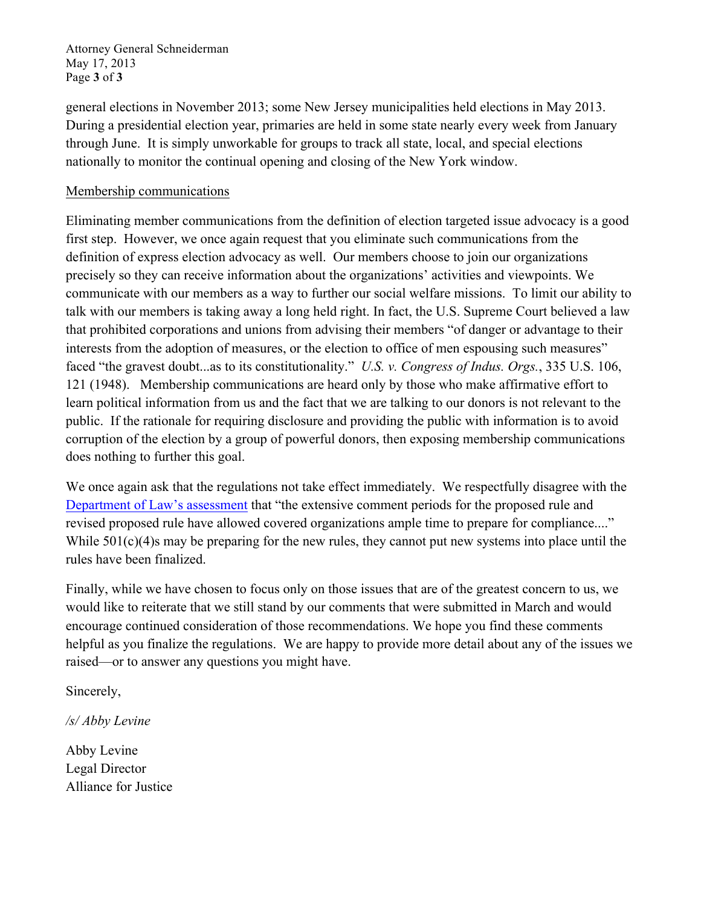general elections in November 2013; some New Jersey municipalities held elections in May 2013. During a presidential election year, primaries are held in some state nearly every week from January through June. It is simply unworkable for groups to track all state, local, and special elections nationally to monitor the continual opening and closing of the New York window.

Membership communications

Eliminating member communications from the definition of election targeted issue advocacy is a good first step. However, we once again request that you eliminate such communications from the definition of express election advocacy as well. Our members choose to join our organizations precisely so they can receive information about the organizations' activities and viewpoints. We communicate with our members as a way to further our social welfare missions. To limit our ability to talk with our members is taking away a long held right. In fact, the U.S. Supreme Court believed a law that prohibited corporations and unions from advising their members "of danger or advantage to their interests from the adoption of measures, or the election to office of men espousing such measures" faced "the gravest doubt...as to its constitutionality." *U.S. v. Congress of Indus. Orgs.*, 335 U.S. 106, 121 (1948). Membership communications are heard only by those who make affirmative effort to learn political information from us and the fact that we are talking to our donors is not relevant to the public. If the rationale for requiring disclosure and providing the public with information is to avoid corruption of the election by a group of powerful donors, then exposing membership communications does nothing to further this goal.

We once again ask that the regulations not take effect immediately. We respectfully disagree with the Department of Law's assessment that "the extensive comment periods for the proposed rule and revised proposed rule have allowed covered organizations ample time to prepare for compliance...." While 501(c)(4)s may be preparing for the new rules, they cannot put new systems into place until the rules have been finalized.

Finally, while we have chosen to focus only on those issues that are of the greatest concern to us, we would like to reiterate that we still stand by our comments that were submitted in March and would encourage continued consideration of those recommendations. We hope you find these comments helpful as you finalize the regulations. We are happy to provide more detail about any of the issues we raised—or to answer any questions you might have.

Sincerely,

*/s/ Abby Levine*

Abby Levine
Legal Director
Alliance for Justice